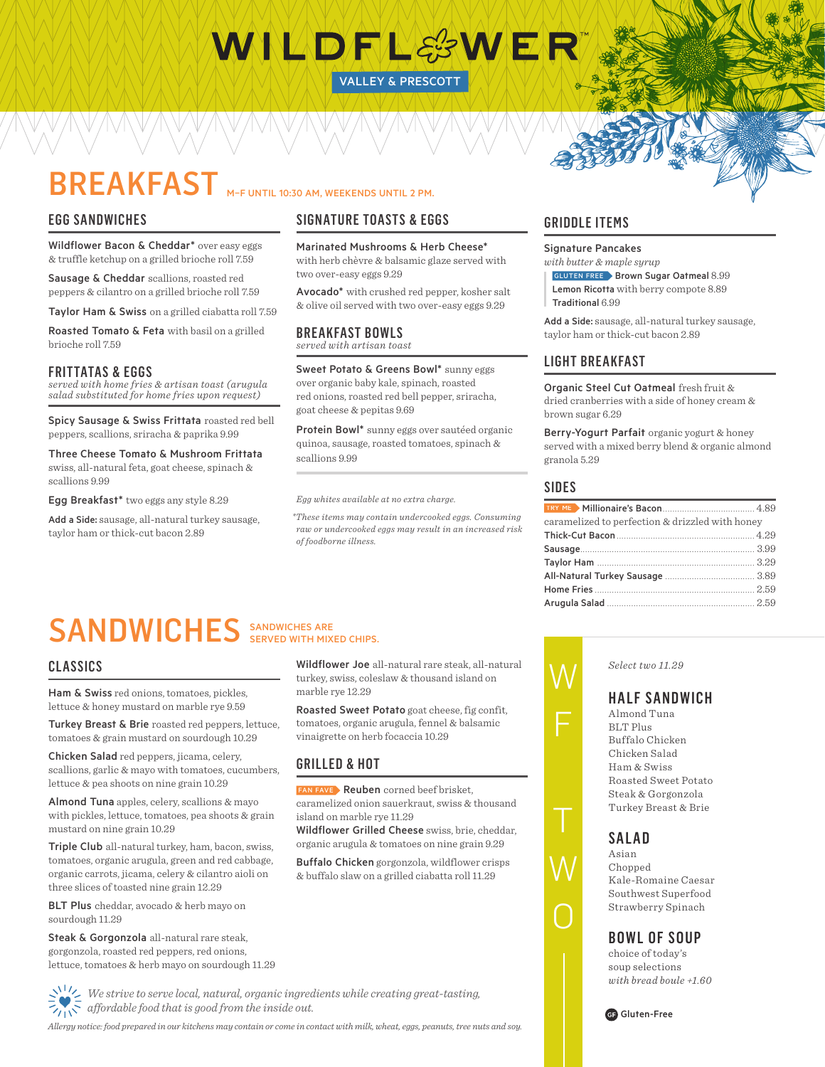# WILDFLOWER™

VALLEY & PRESCOTT

# BREAKFAST

M–F UNTIL 10:30 AM, WEEKENDS UNTIL 2 PM.

## EGG SANDWICHES

**Wildflower Bacon & Cheddar*** over easy eggs & truffle ketchup on a grilled brioche roll 7.59

**Sausage & Cheddar** scallions, roasted red peppers & cilantro on a grilled brioche roll 7.59

**Taylor Ham & Swiss** on a grilled ciabatta roll 7.59

**Roasted Tomato & Feta** with basil on a grilled brioche roll 7.59

## FRITTATAS & EGGS

*served with home fries & artisan toast (arugula salad substituted for home fries upon request)*

**Spicy Sausage & Swiss Frittata** roasted red bell peppers, scallions, sriracha & paprika 9.99

**Three Cheese Tomato & Mushroom Frittata** swiss, all-natural feta, goat cheese, spinach & scallions 9.99

**Egg Breakfast*** two eggs any style 8.29

**Add a Side:** sausage, all-natural turkey sausage, taylor ham or thick-cut bacon 2.89

## SIGNATURE TOASTS & EGGS

**Marinated Mushrooms & Herb Cheese*** with herb chèvre & balsamic glaze served with two over-easy eggs 9.29

**Avocado*** with crushed red pepper, kosher salt & olive oil served with two over-easy eggs 9.29

## BREAKFAST BOWLS

*served with artisan toast*

**Sweet Potato & Greens Bowl*** sunny eggs over organic baby kale, spinach, roasted red onions, roasted red bell pepper, sriracha, goat cheese & pepitas 9.69

**Protein Bowl*** sunny eggs over sautéed organic quinoa, sausage, roasted tomatoes, spinach & scallions 9.99

*Egg whites available at no extra charge.*

**These items may contain undercooked eggs. Consuming raw or undercooked eggs may result in an increased risk of foodborne illness.*

## GRIDDLE ITEMS

**Signature Pancakes**
*with butter & maple syrup*

GLUTEN FREE **Brown Sugar Oatmeal** 8.99
**Lemon Ricotta** with berry compote 8.89
**Traditional** 6.99

**Add a Side:** sausage, all-natural turkey sausage, taylor ham or thick-cut bacon 2.89

## LIGHT BREAKFAST

**Organic Steel Cut Oatmeal** fresh fruit & dried cranberries with a side of honey cream & brown sugar 6.29

**Berry-Yogurt Parfait** organic yogurt & honey served with a mixed berry blend & organic almond granola 5.29

## SIDES

TRY ME **Millionaire's Bacon** ..... 4.89
caramelized to perfection & drizzled with honey

**Thick-Cut Bacon** ..... 4.29

**Sausage** ..... 3.99

**Taylor Ham** ..... 3.29

**All-Natural Turkey Sausage** ..... 3.89

**Home Fries** ..... 2.59

**Arugula Salad** ..... 2.59

# SANDWICHES

SANDWICHES ARE SERVED WITH MIXED CHIPS.

## CLASSICS

**Ham & Swiss** red onions, tomatoes, pickles, lettuce & honey mustard on marble rye 9.59

**Turkey Breast & Brie** roasted red peppers, lettuce, tomatoes & grain mustard on sourdough 10.29

**Chicken Salad** red peppers, jicama, celery, scallions, garlic & mayo with tomatoes, cucumbers, lettuce & pea shoots on nine grain 10.29

**Almond Tuna** apples, celery, scallions & mayo with pickles, lettuce, tomatoes, pea shoots & grain mustard on nine grain 10.29

**Triple Club** all-natural turkey, ham, bacon, swiss, tomatoes, organic arugula, green and red cabbage, organic carrots, jicama, celery & cilantro aioli on three slices of toasted nine grain 12.29

**BLT Plus** cheddar, avocado & herb mayo on sourdough 11.29

**Steak & Gorgonzola** all-natural rare steak, gorgonzola, roasted red peppers, red onions, lettuce, tomatoes & herb mayo on sourdough 11.29

**Wildflower Joe** all-natural rare steak, all-natural turkey, swiss, coleslaw & thousand island on marble rye 12.29

**Roasted Sweet Potato** goat cheese, fig confit, tomatoes, organic arugula, fennel & balsamic vinaigrette on herb focaccia 10.29

## GRILLED & HOT

FAN FAVE **Reuben** corned beef brisket, caramelized onion sauerkraut, swiss & thousand island on marble rye 11.29

**Wildflower Grilled Cheese** swiss, brie, cheddar, organic arugula & tomatoes on nine grain 9.29

**Buffalo Chicken** gorgonzola, wildflower crisps & buffalo slaw on a grilled ciabatta roll 11.29

*We strive to serve local, natural, organic ingredients while creating great-tasting, affordable food that is good from the inside out.*

*Allergy notice: food prepared in our kitchens may contain or come in contact with milk, wheat, eggs, peanuts, tree nuts and soy.*

# WF TWO

*Select two 11.29*

## HALF SANDWICH

Almond Tuna
BLT Plus
Buffalo Chicken
Chicken Salad
Ham & Swiss
Roasted Sweet Potato
Steak & Gorgonzola
Turkey Breast & Brie

## SALAD

Asian
Chopped
Kale-Romaine Caesar
Southwest Superfood
Strawberry Spinach

## BOWL OF SOUP

choice of today's soup selections
*with bread boule +1.60*

GF Gluten-Free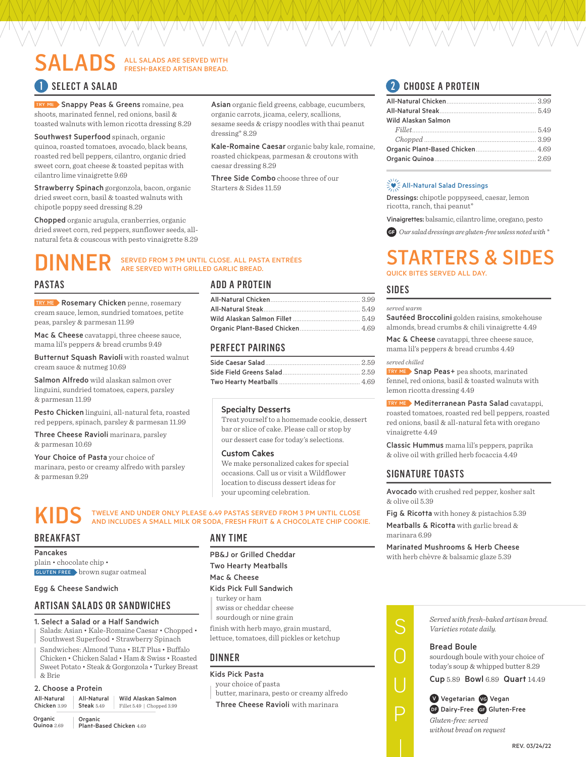# SALADS

ALL SALADS ARE SERVED WITH FRESH-BAKED ARTISAN BREAD.

## 1 SELECT A SALAD

TRY ME **Snappy Peas & Greens** romaine, pea shoots, marinated fennel, red onions, basil & toasted walnuts with lemon ricotta dressing 8.29

**Southwest Superfood** spinach, organic quinoa, roasted tomatoes, avocado, black beans, roasted red bell peppers, cilantro, organic dried sweet corn, goat cheese & toasted pepitas with cilantro lime vinaigrette 9.69

**Strawberry Spinach** gorgonzola, bacon, organic dried sweet corn, basil & toasted walnuts with chipotle poppy seed dressing 8.29

**Chopped** organic arugula, cranberries, organic dried sweet corn, red peppers, sunflower seeds, all-natural feta & couscous with pesto vinaigrette 8.29

**Asian** organic field greens, cabbage, cucumbers, organic carrots, jicama, celery, scallions, sesame seeds & crispy noodles with thai peanut dressing* 8.29

**Kale-Romaine Caesar** organic baby kale, romaine, roasted chickpeas, parmesan & croutons with caesar dressing 8.29

**Three Side Combo** choose three of our Starters & Sides 11.59

## 2 CHOOSE A PROTEIN

| | |
|---|---|
| All-Natural Chicken | 3.99 |
| All-Natural Steak | 5.49 |
| Wild Alaskan Salmon | |
| *Fillet* | 5.49 |
| *Chopped* | 3.99 |
| Organic Plant-Based Chicken | 4.69 |
| Organic Quinoa | 2.69 |

**All-Natural Salad Dressings**

**Dressings:** chipotle poppyseed, caesar, lemon ricotta, ranch, thai peanut*

**Vinaigrettes:** balsamic, cilantro lime, oregano, pesto

GF *Our salad dressings are gluten-free unless noted with **

# DINNER

SERVED FROM 3 PM UNTIL CLOSE. ALL PASTA ENTRÉES ARE SERVED WITH GRILLED GARLIC BREAD.

## PASTAS

TRY ME **Rosemary Chicken** penne, rosemary cream sauce, lemon, sundried tomatoes, petite peas, parsley & parmesan 11.99

**Mac & Cheese** cavatappi, three cheese sauce, mama lil's peppers & bread crumbs 9.49

**Butternut Squash Ravioli** with roasted walnut cream sauce & nutmeg 10.69

**Salmon Alfredo** wild alaskan salmon over linguini, sundried tomatoes, capers, parsley & parmesan 11.99

**Pesto Chicken** linguini, all-natural feta, roasted red peppers, spinach, parsley & parmesan 11.99

**Three Cheese Ravioli** marinara, parsley & parmesan 10.69

**Your Choice of Pasta** your choice of marinara, pesto or creamy alfredo with parsley & parmesan 9.29

## ADD A PROTEIN

| | |
|---|---|
| All-Natural Chicken | 3.99 |
| All-Natural Steak | 5.49 |
| Wild Alaskan Salmon Fillet | 5.49 |
| Organic Plant-Based Chicken | 4.69 |

## PERFECT PAIRINGS

| | |
|---|---|
| Side Caesar Salad | 2.59 |
| Side Field Greens Salad | 2.59 |
| Two Hearty Meatballs | 4.69 |

**Specialty Desserts**
Treat yourself to a homemade cookie, dessert bar or slice of cake. Please call or stop by our dessert case for today's selections.

**Custom Cakes**
We make personalized cakes for special occasions. Call us or visit a Wildflower location to discuss dessert ideas for your upcoming celebration.

# STARTERS & SIDES

QUICK BITES SERVED ALL DAY.

## SIDES

*served warm*

**Sautéed Broccolini** golden raisins, smokehouse almonds, bread crumbs & chili vinaigrette 4.49

**Mac & Cheese** cavatappi, three cheese sauce, mama lil's peppers & bread crumbs 4.49

*served chilled*

TRY ME **Snap Peas+** pea shoots, marinated fennel, red onions, basil & toasted walnuts with lemon ricotta dressing 4.49

TRY ME **Mediterranean Pasta Salad** cavatappi, roasted tomatoes, roasted red bell peppers, roasted red onions, basil & all-natural feta with oregano vinaigrette 4.49

**Classic Hummus** mama lil's peppers, paprika & olive oil with grilled herb focaccia 4.49

## SIGNATURE TOASTS

**Avocado** with crushed red pepper, kosher salt & olive oil 5.39

**Fig & Ricotta** with honey & pistachios 5.39

**Meatballs & Ricotta** with garlic bread & marinara 6.99

**Marinated Mushrooms & Herb Cheese** with herb chèvre & balsamic glaze 5.39

# KIDS

TWELVE AND UNDER ONLY PLEASE 6.49 PASTAS SERVED FROM 3 PM UNTIL CLOSE AND INCLUDES A SMALL MILK OR SODA, FRESH FRUIT & A CHOCOLATE CHIP COOKIE.

## BREAKFAST

**Pancakes**
plain • chocolate chip •
GLUTEN FREE brown sugar oatmeal

**Egg & Cheese Sandwich**

## ARTISAN SALADS OR SANDWICHES

**1. Select a Salad or a Half Sandwich**

Salads: Asian • Kale-Romaine Caesar • Chopped • Southwest Superfood • Strawberry Spinach

Sandwiches: Almond Tuna • BLT Plus • Buffalo Chicken • Chicken Salad • Ham & Swiss • Roasted Sweet Potato • Steak & Gorgonzola • Turkey Breast & Brie

**2. Choose a Protein**

All-Natural Chicken 3.99 | All-Natural Steak 5.49 | Wild Alaskan Salmon Fillet 5.49 | Chopped 3.99

Organic Quinoa 2.69 | Organic Plant-Based Chicken 4.69

## ANY TIME

**PB&J or Grilled Cheddar**

**Two Hearty Meatballs**

**Mac & Cheese**

**Kids Pick Full Sandwich**
turkey or ham
swiss or cheddar cheese
sourdough or nine grain

finish with herb mayo, grain mustard, lettuce, tomatoes, dill pickles or ketchup

## DINNER

**Kids Pick Pasta**
your choice of pasta
butter, marinara, pesto or creamy alfredo

**Three Cheese Ravioli** with marinara

# SOUP

*Served with fresh-baked artisan bread. Varieties rotate daily.*

**Bread Boule**
sourdough boule with your choice of today's soup & whipped butter 8.29

**Cup** 5.89 **Bowl** 6.89 **Quart** 14.49

V Vegetarian VG Vegan
DF Dairy-Free GF Gluten-Free
*Gluten-free: served without bread on request*

REV. 03/24/22